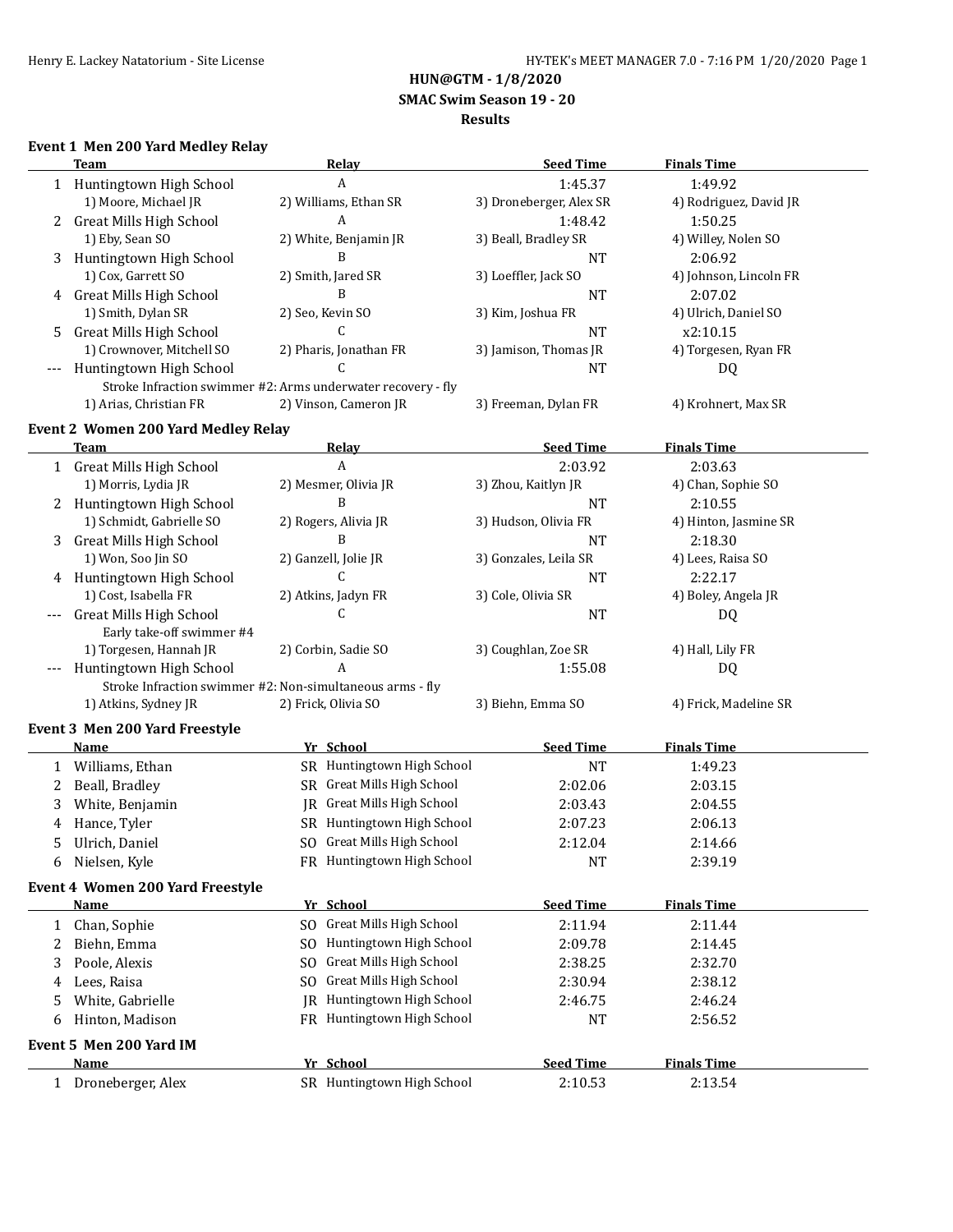**HUN@GTM - 1/8/2020**
**SMAC Swim Season 19 - 20**
**Results**

### Event 1 Men 200 Yard Medley Relay

| | Team | Relay | Seed Time | Finals Time |
|---|---|---|---|---|
| 1 | Huntingtown High School | A | 1:45.37 | 1:49.92 |
| | 1) Moore, Michael JR | 2) Williams, Ethan SR | 3) Droneberger, Alex SR | 4) Rodriguez, David JR |
| 2 | Great Mills High School | A | 1:48.42 | 1:50.25 |
| | 1) Eby, Sean SO | 2) White, Benjamin JR | 3) Beall, Bradley SR | 4) Willey, Nolen SO |
| 3 | Huntingtown High School | B | NT | 2:06.92 |
| | 1) Cox, Garrett SO | 2) Smith, Jared SR | 3) Loeffler, Jack SO | 4) Johnson, Lincoln FR |
| 4 | Great Mills High School | B | NT | 2:07.02 |
| | 1) Smith, Dylan SR | 2) Seo, Kevin SO | 3) Kim, Joshua FR | 4) Ulrich, Daniel SO |
| 5 | Great Mills High School | C | NT | x2:10.15 |
| | 1) Crownover, Mitchell SO | 2) Pharis, Jonathan FR | 3) Jamison, Thomas JR | 4) Torgesen, Ryan FR |
| --- | Huntingtown High School | C | NT | DQ |
| | Stroke Infraction swimmer #2: Arms underwater recovery - fly | | | |
| | 1) Arias, Christian FR | 2) Vinson, Cameron JR | 3) Freeman, Dylan FR | 4) Krohnert, Max SR |

### Event 2 Women 200 Yard Medley Relay

| | Team | Relay | Seed Time | Finals Time |
|---|---|---|---|---|
| 1 | Great Mills High School | A | 2:03.92 | 2:03.63 |
| | 1) Morris, Lydia JR | 2) Mesmer, Olivia JR | 3) Zhou, Kaitlyn JR | 4) Chan, Sophie SO |
| 2 | Huntingtown High School | B | NT | 2:10.55 |
| | 1) Schmidt, Gabrielle SO | 2) Rogers, Alivia JR | 3) Hudson, Olivia FR | 4) Hinton, Jasmine SR |
| 3 | Great Mills High School | B | NT | 2:18.30 |
| | 1) Won, Soo Jin SO | 2) Ganzell, Jolie JR | 3) Gonzales, Leila SR | 4) Lees, Raisa SO |
| 4 | Huntingtown High School | C | NT | 2:22.17 |
| | 1) Cost, Isabella FR | 2) Atkins, Jadyn FR | 3) Cole, Olivia SR | 4) Boley, Angela JR |
| --- | Great Mills High School | C | NT | DQ |
| | Early take-off swimmer #4 | | | |
| | 1) Torgesen, Hannah JR | 2) Corbin, Sadie SO | 3) Coughlan, Zoe SR | 4) Hall, Lily FR |
| --- | Huntingtown High School | A | 1:55.08 | DQ |
| | Stroke Infraction swimmer #2: Non-simultaneous arms - fly | | | |
| | 1) Atkins, Sydney JR | 2) Frick, Olivia SO | 3) Biehn, Emma SO | 4) Frick, Madeline SR |

### Event 3 Men 200 Yard Freestyle

| | Name | Yr | School | Seed Time | Finals Time |
|---|---|---|---|---|---|
| 1 | Williams, Ethan | SR | Huntingtown High School | NT | 1:49.23 |
| 2 | Beall, Bradley | SR | Great Mills High School | 2:02.06 | 2:03.15 |
| 3 | White, Benjamin | JR | Great Mills High School | 2:03.43 | 2:04.55 |
| 4 | Hance, Tyler | SR | Huntingtown High School | 2:07.23 | 2:06.13 |
| 5 | Ulrich, Daniel | SO | Great Mills High School | 2:12.04 | 2:14.66 |
| 6 | Nielsen, Kyle | FR | Huntingtown High School | NT | 2:39.19 |

### Event 4 Women 200 Yard Freestyle

| | Name | Yr | School | Seed Time | Finals Time |
|---|---|---|---|---|---|
| 1 | Chan, Sophie | SO | Great Mills High School | 2:11.94 | 2:11.44 |
| 2 | Biehn, Emma | SO | Huntingtown High School | 2:09.78 | 2:14.45 |
| 3 | Poole, Alexis | SO | Great Mills High School | 2:38.25 | 2:32.70 |
| 4 | Lees, Raisa | SO | Great Mills High School | 2:30.94 | 2:38.12 |
| 5 | White, Gabrielle | JR | Huntingtown High School | 2:46.75 | 2:46.24 |
| 6 | Hinton, Madison | FR | Huntingtown High School | NT | 2:56.52 |

### Event 5 Men 200 Yard IM

| | Name | Yr | School | Seed Time | Finals Time |
|---|---|---|---|---|---|
| 1 | Droneberger, Alex | SR | Huntingtown High School | 2:10.53 | 2:13.54 |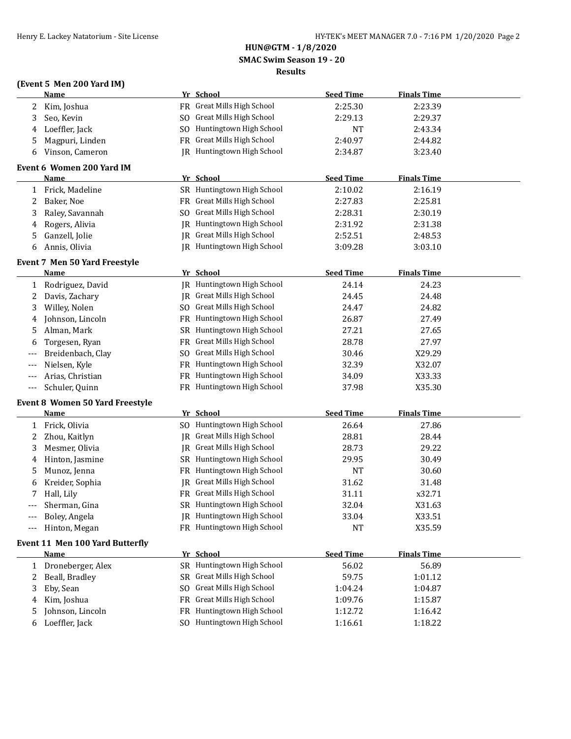**HUN@GTM - 1/8/2020**
**SMAC Swim Season 19 - 20**
**Results**

### (Event 5 Men 200 Yard IM)

| | Name | Yr | School | Seed Time | Finals Time |
|---|---|---|---|---|---|
| 2 | Kim, Joshua | FR | Great Mills High School | 2:25.30 | 2:23.39 |
| 3 | Seo, Kevin | SO | Great Mills High School | 2:29.13 | 2:29.37 |
| 4 | Loeffler, Jack | SO | Huntingtown High School | NT | 2:43.34 |
| 5 | Magpuri, Linden | FR | Great Mills High School | 2:40.97 | 2:44.82 |
| 6 | Vinson, Cameron | JR | Huntingtown High School | 2:34.87 | 3:23.40 |

### Event 6 Women 200 Yard IM

| | Name | Yr | School | Seed Time | Finals Time |
|---|---|---|---|---|---|
| 1 | Frick, Madeline | SR | Huntingtown High School | 2:10.02 | 2:16.19 |
| 2 | Baker, Noe | FR | Great Mills High School | 2:27.83 | 2:25.81 |
| 3 | Raley, Savannah | SO | Great Mills High School | 2:28.31 | 2:30.19 |
| 4 | Rogers, Alivia | JR | Huntingtown High School | 2:31.92 | 2:31.38 |
| 5 | Ganzell, Jolie | JR | Great Mills High School | 2:52.51 | 2:48.53 |
| 6 | Annis, Olivia | JR | Huntingtown High School | 3:09.28 | 3:03.10 |

### Event 7 Men 50 Yard Freestyle

| | Name | Yr | School | Seed Time | Finals Time |
|---|---|---|---|---|---|
| 1 | Rodriguez, David | JR | Huntingtown High School | 24.14 | 24.23 |
| 2 | Davis, Zachary | JR | Great Mills High School | 24.45 | 24.48 |
| 3 | Willey, Nolen | SO | Great Mills High School | 24.47 | 24.82 |
| 4 | Johnson, Lincoln | FR | Huntingtown High School | 26.87 | 27.49 |
| 5 | Alman, Mark | SR | Huntingtown High School | 27.21 | 27.65 |
| 6 | Torgesen, Ryan | FR | Great Mills High School | 28.78 | 27.97 |
| --- | Breidenbach, Clay | SO | Great Mills High School | 30.46 | X29.29 |
| --- | Nielsen, Kyle | FR | Huntingtown High School | 32.39 | X32.07 |
| --- | Arias, Christian | FR | Huntingtown High School | 34.09 | X33.33 |
| --- | Schuler, Quinn | FR | Huntingtown High School | 37.98 | X35.30 |

### Event 8 Women 50 Yard Freestyle

| | Name | Yr | School | Seed Time | Finals Time |
|---|---|---|---|---|---|
| 1 | Frick, Olivia | SO | Huntingtown High School | 26.64 | 27.86 |
| 2 | Zhou, Kaitlyn | JR | Great Mills High School | 28.81 | 28.44 |
| 3 | Mesmer, Olivia | JR | Great Mills High School | 28.73 | 29.22 |
| 4 | Hinton, Jasmine | SR | Huntingtown High School | 29.95 | 30.49 |
| 5 | Munoz, Jenna | FR | Huntingtown High School | NT | 30.60 |
| 6 | Kreider, Sophia | JR | Great Mills High School | 31.62 | 31.48 |
| 7 | Hall, Lily | FR | Great Mills High School | 31.11 | x32.71 |
| --- | Sherman, Gina | SR | Huntingtown High School | 32.04 | X31.63 |
| --- | Boley, Angela | JR | Huntingtown High School | 33.04 | X33.51 |
| --- | Hinton, Megan | FR | Huntingtown High School | NT | X35.59 |

### Event 11 Men 100 Yard Butterfly

| | Name | Yr | School | Seed Time | Finals Time |
|---|---|---|---|---|---|
| 1 | Droneberger, Alex | SR | Huntingtown High School | 56.02 | 56.89 |
| 2 | Beall, Bradley | SR | Great Mills High School | 59.75 | 1:01.12 |
| 3 | Eby, Sean | SO | Great Mills High School | 1:04.24 | 1:04.87 |
| 4 | Kim, Joshua | FR | Great Mills High School | 1:09.76 | 1:15.87 |
| 5 | Johnson, Lincoln | FR | Huntingtown High School | 1:12.72 | 1:16.42 |
| 6 | Loeffler, Jack | SO | Huntingtown High School | 1:16.61 | 1:18.22 |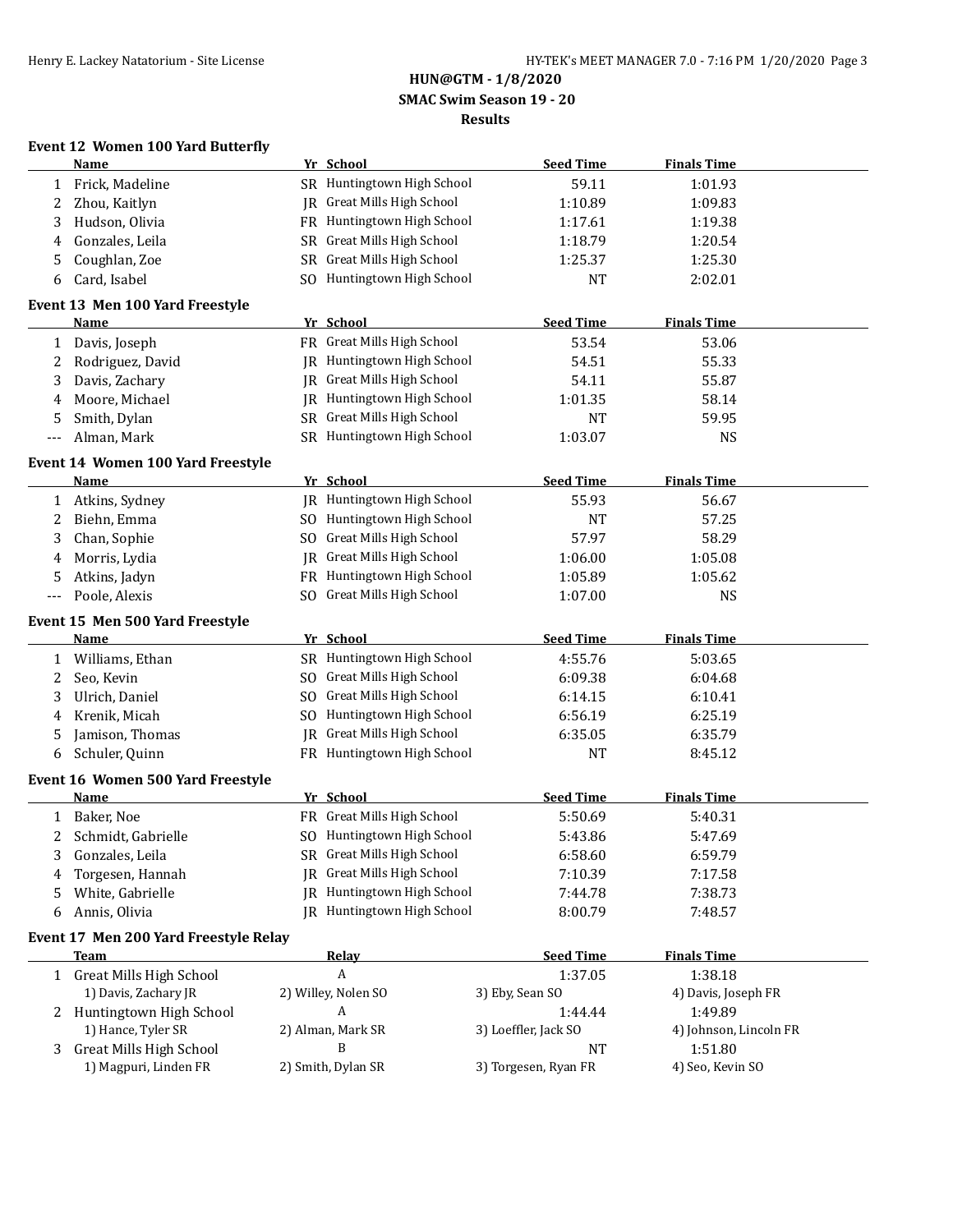# HUN@GTM - 1/8/2020
## SMAC Swim Season 19 - 20
### Results

**Event 12 Women 100 Yard Butterfly**

| | Name | Yr | School | Seed Time | Finals Time |
|---|---|---|---|---|---|
| 1 | Frick, Madeline | SR | Huntingtown High School | 59.11 | 1:01.93 |
| 2 | Zhou, Kaitlyn | JR | Great Mills High School | 1:10.89 | 1:09.83 |
| 3 | Hudson, Olivia | FR | Huntingtown High School | 1:17.61 | 1:19.38 |
| 4 | Gonzales, Leila | SR | Great Mills High School | 1:18.79 | 1:20.54 |
| 5 | Coughlan, Zoe | SR | Great Mills High School | 1:25.37 | 1:25.30 |
| 6 | Card, Isabel | SO | Huntingtown High School | NT | 2:02.01 |

**Event 13 Men 100 Yard Freestyle**

| | Name | Yr | School | Seed Time | Finals Time |
|---|---|---|---|---|---|
| 1 | Davis, Joseph | FR | Great Mills High School | 53.54 | 53.06 |
| 2 | Rodriguez, David | JR | Huntingtown High School | 54.51 | 55.33 |
| 3 | Davis, Zachary | JR | Great Mills High School | 54.11 | 55.87 |
| 4 | Moore, Michael | JR | Huntingtown High School | 1:01.35 | 58.14 |
| 5 | Smith, Dylan | SR | Great Mills High School | NT | 59.95 |
| --- | Alman, Mark | SR | Huntingtown High School | 1:03.07 | NS |

**Event 14 Women 100 Yard Freestyle**

| | Name | Yr | School | Seed Time | Finals Time |
|---|---|---|---|---|---|
| 1 | Atkins, Sydney | JR | Huntingtown High School | 55.93 | 56.67 |
| 2 | Biehn, Emma | SO | Huntingtown High School | NT | 57.25 |
| 3 | Chan, Sophie | SO | Great Mills High School | 57.97 | 58.29 |
| 4 | Morris, Lydia | JR | Great Mills High School | 1:06.00 | 1:05.08 |
| 5 | Atkins, Jadyn | FR | Huntingtown High School | 1:05.89 | 1:05.62 |
| --- | Poole, Alexis | SO | Great Mills High School | 1:07.00 | NS |

**Event 15 Men 500 Yard Freestyle**

| | Name | Yr | School | Seed Time | Finals Time |
|---|---|---|---|---|---|
| 1 | Williams, Ethan | SR | Huntingtown High School | 4:55.76 | 5:03.65 |
| 2 | Seo, Kevin | SO | Great Mills High School | 6:09.38 | 6:04.68 |
| 3 | Ulrich, Daniel | SO | Great Mills High School | 6:14.15 | 6:10.41 |
| 4 | Krenik, Micah | SO | Huntingtown High School | 6:56.19 | 6:25.19 |
| 5 | Jamison, Thomas | JR | Great Mills High School | 6:35.05 | 6:35.79 |
| 6 | Schuler, Quinn | FR | Huntingtown High School | NT | 8:45.12 |

**Event 16 Women 500 Yard Freestyle**

| | Name | Yr | School | Seed Time | Finals Time |
|---|---|---|---|---|---|
| 1 | Baker, Noe | FR | Great Mills High School | 5:50.69 | 5:40.31 |
| 2 | Schmidt, Gabrielle | SO | Huntingtown High School | 5:43.86 | 5:47.69 |
| 3 | Gonzales, Leila | SR | Great Mills High School | 6:58.60 | 6:59.79 |
| 4 | Torgesen, Hannah | JR | Great Mills High School | 7:10.39 | 7:17.58 |
| 5 | White, Gabrielle | JR | Huntingtown High School | 7:44.78 | 7:38.73 |
| 6 | Annis, Olivia | JR | Huntingtown High School | 8:00.79 | 7:48.57 |

**Event 17 Men 200 Yard Freestyle Relay**

| | Team | Relay | Seed Time | Finals Time |
|---|---|---|---|---|
| 1 | Great Mills High School | A | 1:37.05 | 1:38.18 |
| | 1) Davis, Zachary JR | 2) Willey, Nolen SO | 3) Eby, Sean SO | 4) Davis, Joseph FR |
| 2 | Huntingtown High School | A | 1:44.44 | 1:49.89 |
| | 1) Hance, Tyler SR | 2) Alman, Mark SR | 3) Loeffler, Jack SO | 4) Johnson, Lincoln FR |
| 3 | Great Mills High School | B | NT | 1:51.80 |
| | 1) Magpuri, Linden FR | 2) Smith, Dylan SR | 3) Torgesen, Ryan FR | 4) Seo, Kevin SO |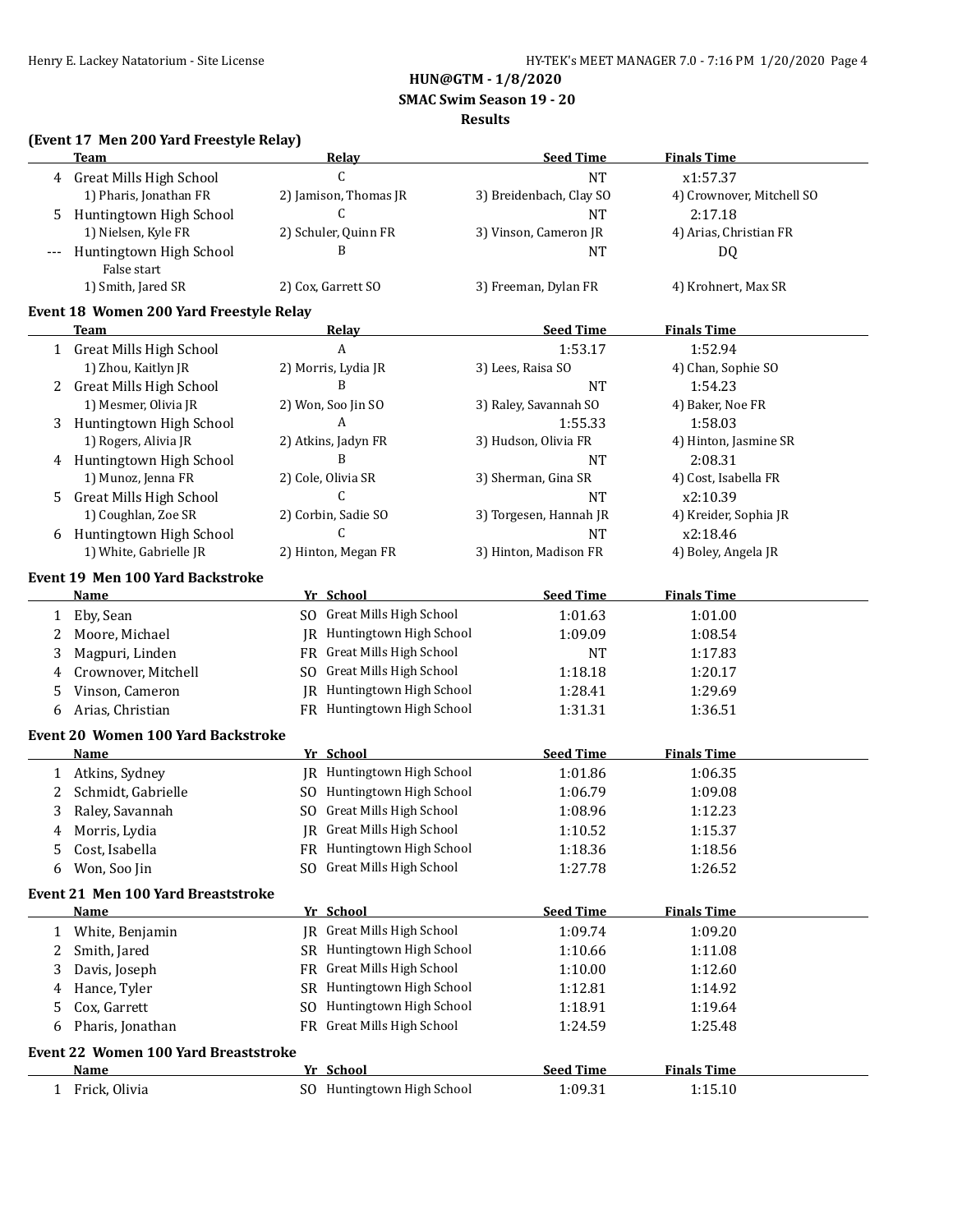**HUN@GTM - 1/8/2020**

**SMAC Swim Season 19 - 20**

**Results**

### (Event 17 Men 200 Yard Freestyle Relay)

| | Team | Relay | Seed Time | Finals Time |
|---|---|---|---|---|
| 4 | Great Mills High School | C | NT | x1:57.37 |
| | 1) Pharis, Jonathan FR | 2) Jamison, Thomas JR | 3) Breidenbach, Clay SO | 4) Crownover, Mitchell SO |
| 5 | Huntingtown High School | C | NT | 2:17.18 |
| | 1) Nielsen, Kyle FR | 2) Schuler, Quinn FR | 3) Vinson, Cameron JR | 4) Arias, Christian FR |
| --- | Huntingtown High School | B | NT | DQ |
| | False start | | | |
| | 1) Smith, Jared SR | 2) Cox, Garrett SO | 3) Freeman, Dylan FR | 4) Krohnert, Max SR |

### Event 18 Women 200 Yard Freestyle Relay

| | Team | Relay | Seed Time | Finals Time |
|---|---|---|---|---|
| 1 | Great Mills High School | A | 1:53.17 | 1:52.94 |
| | 1) Zhou, Kaitlyn JR | 2) Morris, Lydia JR | 3) Lees, Raisa SO | 4) Chan, Sophie SO |
| 2 | Great Mills High School | B | NT | 1:54.23 |
| | 1) Mesmer, Olivia JR | 2) Won, Soo Jin SO | 3) Raley, Savannah SO | 4) Baker, Noe FR |
| 3 | Huntingtown High School | A | 1:55.33 | 1:58.03 |
| | 1) Rogers, Alivia JR | 2) Atkins, Jadyn FR | 3) Hudson, Olivia FR | 4) Hinton, Jasmine SR |
| 4 | Huntingtown High School | B | NT | 2:08.31 |
| | 1) Munoz, Jenna FR | 2) Cole, Olivia SR | 3) Sherman, Gina SR | 4) Cost, Isabella FR |
| 5 | Great Mills High School | C | NT | x2:10.39 |
| | 1) Coughlan, Zoe SR | 2) Corbin, Sadie SO | 3) Torgesen, Hannah JR | 4) Kreider, Sophia JR |
| 6 | Huntingtown High School | C | NT | x2:18.46 |
| | 1) White, Gabrielle JR | 2) Hinton, Megan FR | 3) Hinton, Madison FR | 4) Boley, Angela JR |

### Event 19 Men 100 Yard Backstroke

| | Name | Yr | School | Seed Time | Finals Time |
|---|---|---|---|---|---|
| 1 | Eby, Sean | SO | Great Mills High School | 1:01.63 | 1:01.00 |
| 2 | Moore, Michael | JR | Huntingtown High School | 1:09.09 | 1:08.54 |
| 3 | Magpuri, Linden | FR | Great Mills High School | NT | 1:17.83 |
| 4 | Crownover, Mitchell | SO | Great Mills High School | 1:18.18 | 1:20.17 |
| 5 | Vinson, Cameron | JR | Huntingtown High School | 1:28.41 | 1:29.69 |
| 6 | Arias, Christian | FR | Huntingtown High School | 1:31.31 | 1:36.51 |

### Event 20 Women 100 Yard Backstroke

| | Name | Yr | School | Seed Time | Finals Time |
|---|---|---|---|---|---|
| 1 | Atkins, Sydney | JR | Huntingtown High School | 1:01.86 | 1:06.35 |
| 2 | Schmidt, Gabrielle | SO | Huntingtown High School | 1:06.79 | 1:09.08 |
| 3 | Raley, Savannah | SO | Great Mills High School | 1:08.96 | 1:12.23 |
| 4 | Morris, Lydia | JR | Great Mills High School | 1:10.52 | 1:15.37 |
| 5 | Cost, Isabella | FR | Huntingtown High School | 1:18.36 | 1:18.56 |
| 6 | Won, Soo Jin | SO | Great Mills High School | 1:27.78 | 1:26.52 |

### Event 21 Men 100 Yard Breaststroke

| | Name | Yr | School | Seed Time | Finals Time |
|---|---|---|---|---|---|
| 1 | White, Benjamin | JR | Great Mills High School | 1:09.74 | 1:09.20 |
| 2 | Smith, Jared | SR | Huntingtown High School | 1:10.66 | 1:11.08 |
| 3 | Davis, Joseph | FR | Great Mills High School | 1:10.00 | 1:12.60 |
| 4 | Hance, Tyler | SR | Huntingtown High School | 1:12.81 | 1:14.92 |
| 5 | Cox, Garrett | SO | Huntingtown High School | 1:18.91 | 1:19.64 |
| 6 | Pharis, Jonathan | FR | Great Mills High School | 1:24.59 | 1:25.48 |

### Event 22 Women 100 Yard Breaststroke

| | Name | Yr | School | Seed Time | Finals Time |
|---|---|---|---|---|---|
| 1 | Frick, Olivia | SO | Huntingtown High School | 1:09.31 | 1:15.10 |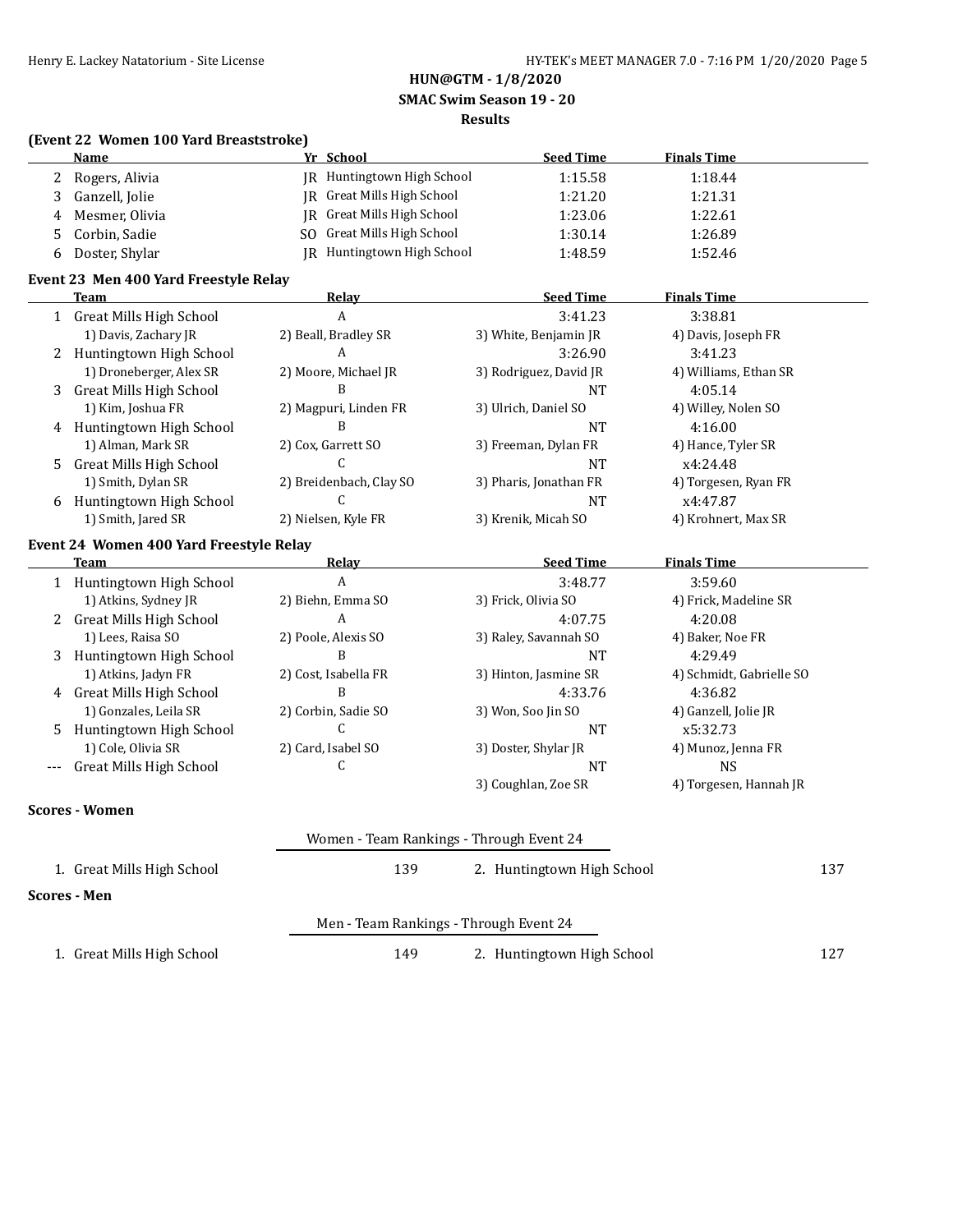**HUN@GTM - 1/8/2020**
**SMAC Swim Season 19 - 20**
**Results**

### (Event 22 Women 100 Yard Breaststroke)

| | Name | Yr | School | Seed Time | Finals Time |
|---|---|---|---|---|---|
| 2 | Rogers, Alivia | JR | Huntingtown High School | 1:15.58 | 1:18.44 |
| 3 | Ganzell, Jolie | JR | Great Mills High School | 1:21.20 | 1:21.31 |
| 4 | Mesmer, Olivia | JR | Great Mills High School | 1:23.06 | 1:22.61 |
| 5 | Corbin, Sadie | SO | Great Mills High School | 1:30.14 | 1:26.89 |
| 6 | Doster, Shylar | JR | Huntingtown High School | 1:48.59 | 1:52.46 |

### Event 23 Men 400 Yard Freestyle Relay

| | Team | Relay | Seed Time | Finals Time |
|---|---|---|---|---|
| 1 | Great Mills High School | A | 3:41.23 | 3:38.81 |
| | 1) Davis, Zachary JR | 2) Beall, Bradley SR | 3) White, Benjamin JR | 4) Davis, Joseph FR |
| 2 | Huntingtown High School | A | 3:26.90 | 3:41.23 |
| | 1) Droneberger, Alex SR | 2) Moore, Michael JR | 3) Rodriguez, David JR | 4) Williams, Ethan SR |
| 3 | Great Mills High School | B | NT | 4:05.14 |
| | 1) Kim, Joshua FR | 2) Magpuri, Linden FR | 3) Ulrich, Daniel SO | 4) Willey, Nolen SO |
| 4 | Huntingtown High School | B | NT | 4:16.00 |
| | 1) Alman, Mark SR | 2) Cox, Garrett SO | 3) Freeman, Dylan FR | 4) Hance, Tyler SR |
| 5 | Great Mills High School | C | NT | x4:24.48 |
| | 1) Smith, Dylan SR | 2) Breidenbach, Clay SO | 3) Pharis, Jonathan FR | 4) Torgesen, Ryan FR |
| 6 | Huntingtown High School | C | NT | x4:47.87 |
| | 1) Smith, Jared SR | 2) Nielsen, Kyle FR | 3) Krenik, Micah SO | 4) Krohnert, Max SR |

### Event 24 Women 400 Yard Freestyle Relay

| | Team | Relay | Seed Time | Finals Time |
|---|---|---|---|---|
| 1 | Huntingtown High School | A | 3:48.77 | 3:59.60 |
| | 1) Atkins, Sydney JR | 2) Biehn, Emma SO | 3) Frick, Olivia SO | 4) Frick, Madeline SR |
| 2 | Great Mills High School | A | 4:07.75 | 4:20.08 |
| | 1) Lees, Raisa SO | 2) Poole, Alexis SO | 3) Raley, Savannah SO | 4) Baker, Noe FR |
| 3 | Huntingtown High School | B | NT | 4:29.49 |
| | 1) Atkins, Jadyn FR | 2) Cost, Isabella FR | 3) Hinton, Jasmine SR | 4) Schmidt, Gabrielle SO |
| 4 | Great Mills High School | B | 4:33.76 | 4:36.82 |
| | 1) Gonzales, Leila SR | 2) Corbin, Sadie SO | 3) Won, Soo Jin SO | 4) Ganzell, Jolie JR |
| 5 | Huntingtown High School | C | NT | x5:32.73 |
| | 1) Cole, Olivia SR | 2) Card, Isabel SO | 3) Doster, Shylar JR | 4) Munoz, Jenna FR |
| --- | Great Mills High School | C | NT | NS |
| | | | 3) Coughlan, Zoe SR | 4) Torgesen, Hannah JR |

### Scores - Women

Women - Team Rankings - Through Event 24

| | | | | |
|---|---|---|---|---|
| 1. Great Mills High School | 139 | | 2. Huntingtown High School | 137 |

### Scores - Men

Men - Team Rankings - Through Event 24

| | | | | |
|---|---|---|---|---|
| 1. Great Mills High School | 149 | | 2. Huntingtown High School | 127 |